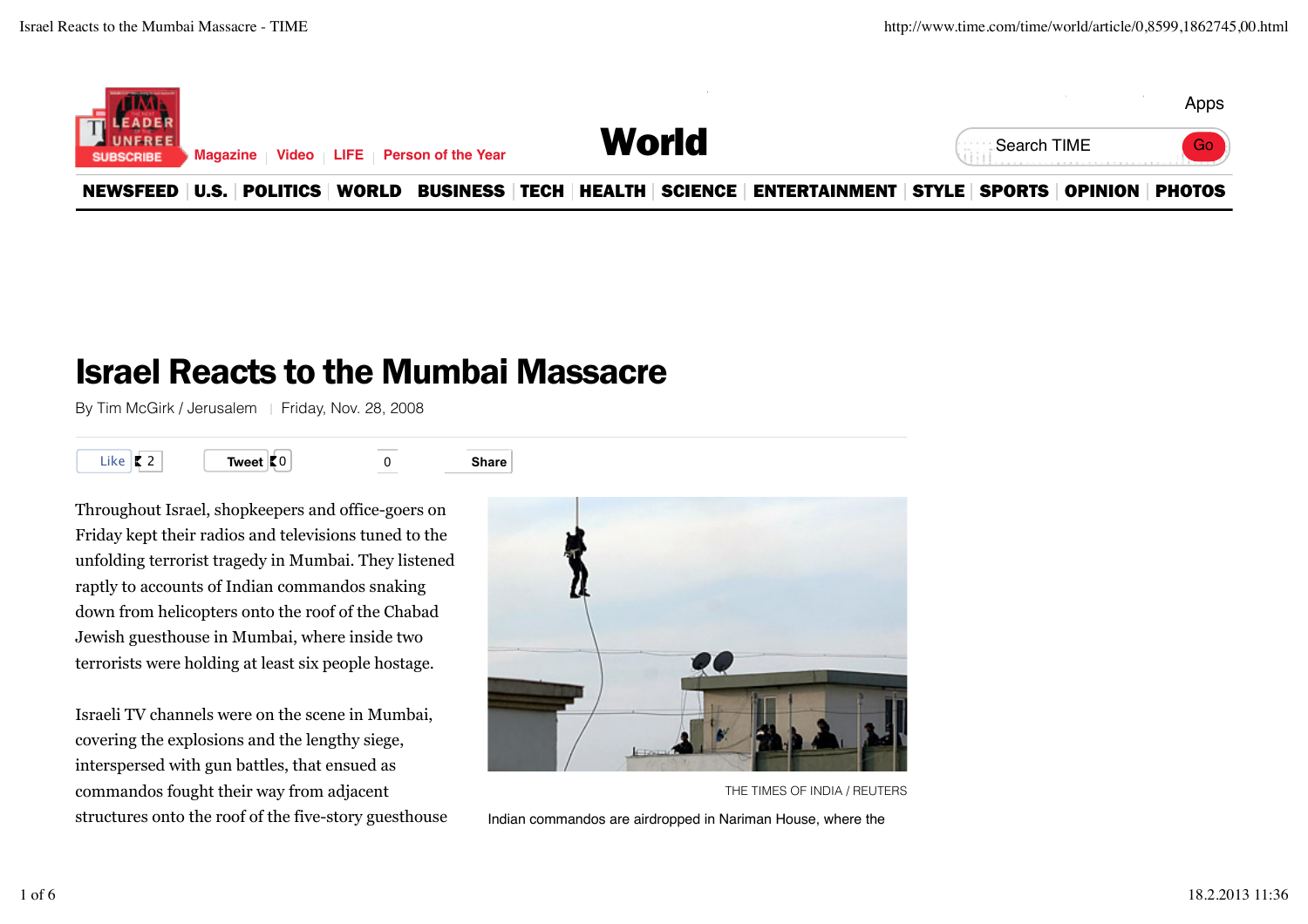# Israel Reacts to the Mumbai Massacre

By Tim McGirk / Jerusalem | Friday, Nov. 28, 2008

Throughout Israel, shopkeepers and office-goers on Friday kept their radios and televisions tuned to the unfolding terrorist tragedy in Mumbai. They listened raptly to accounts of Indian commandos snaking down from helicopters onto the roof of the Chabad Jewish guesthouse in Mumbai, where inside two terrorists were holding at least six people hostage.

Israeli TV channels were on the scene in Mumbai, covering the explosions and the lengthy siege, interspersed with gun battles, that ensued as commandos fought their way from adjacent structures onto the roof of the five-story guesthouse

THE TIMES OF INDIA / REUTERS

Indian commandos are airdropped in Nariman House, where the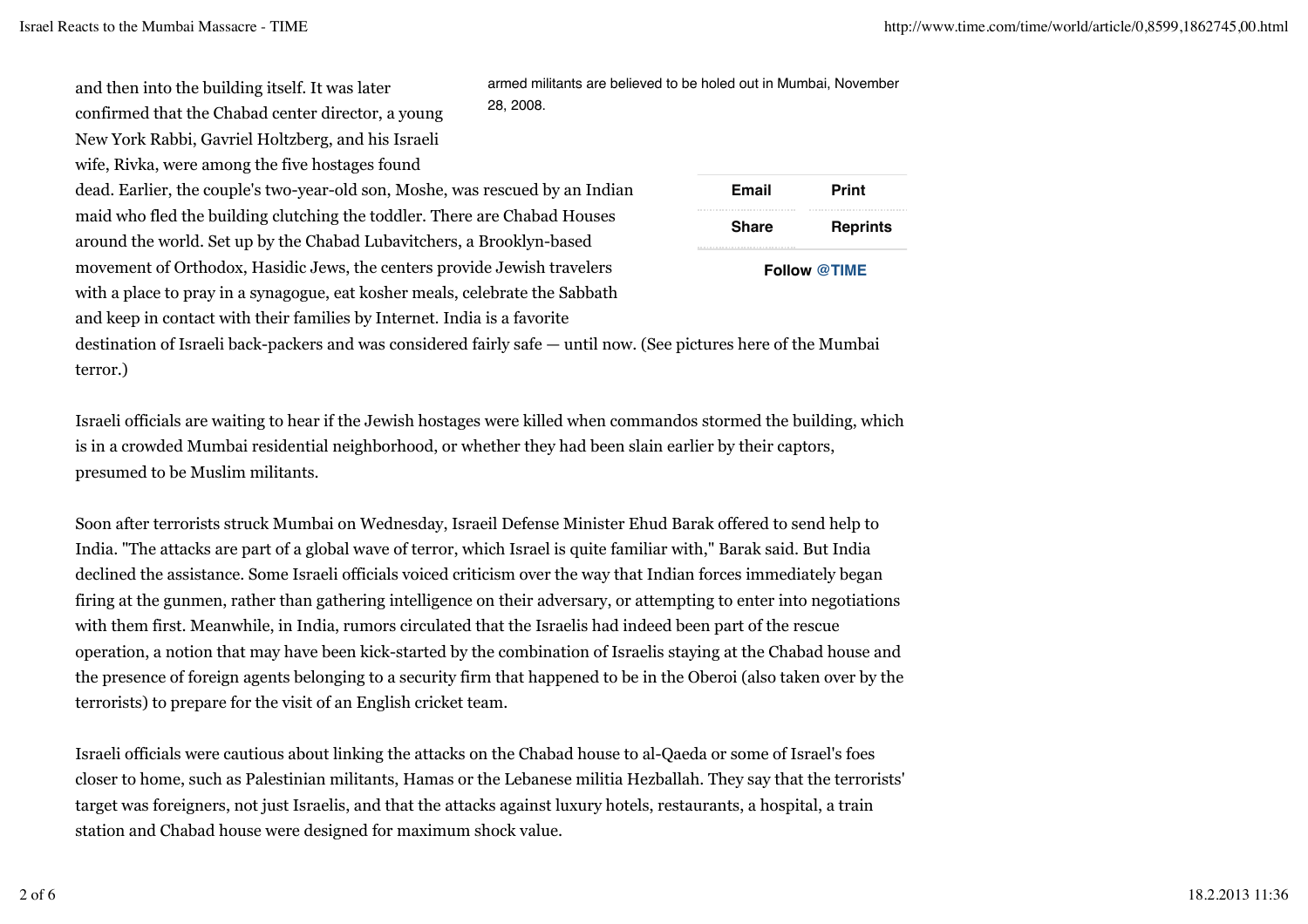armed militants are believed to be holed out in Mumbai, November 28, 2008.

and then into the building itself. It was later confirmed that the Chabad center director, a young New York Rabbi, Gavriel Holtzberg, and his Israeli wife, Rivka, were among the five hostages found dead. Earlier, the couple's two-year-old son, Moshe, was rescued by an Indian maid who fled the building clutching the toddler. There are Chabad Houses around the world. Set up by the Chabad Lubavitchers, a Brooklyn-based movement of Orthodox, Hasidic Jews, the centers provide Jewish travelers with a place to pray in a synagogue, eat kosher meals, celebrate the Sabbath and keep in contact with their families by Internet. India is a favorite destination of Israeli back-packers and was considered fairly safe — until now. (See pictures here of the Mumbai terror.)

Israeli officials are waiting to hear if the Jewish hostages were killed when commandos stormed the building, which is in a crowded Mumbai residential neighborhood, or whether they had been slain earlier by their captors, presumed to be Muslim militants.

Soon after terrorists struck Mumbai on Wednesday, Israeil Defense Minister Ehud Barak offered to send help to India. "The attacks are part of a global wave of terror, which Israel is quite familiar with," Barak said. But India declined the assistance. Some Israeli officials voiced criticism over the way that Indian forces immediately began firing at the gunmen, rather than gathering intelligence on their adversary, or attempting to enter into negotiations with them first. Meanwhile, in India, rumors circulated that the Israelis had indeed been part of the rescue operation, a notion that may have been kick-started by the combination of Israelis staying at the Chabad house and the presence of foreign agents belonging to a security firm that happened to be in the Oberoi (also taken over by the terrorists) to prepare for the visit of an English cricket team.

Israeli officials were cautious about linking the attacks on the Chabad house to al-Qaeda or some of Israel's foes closer to home, such as Palestinian militants, Hamas or the Lebanese militia Hezballah. They say that the terrorists' target was foreigners, not just Israelis, and that the attacks against luxury hotels, restaurants, a hospital, a train station and Chabad house were designed for maximum shock value.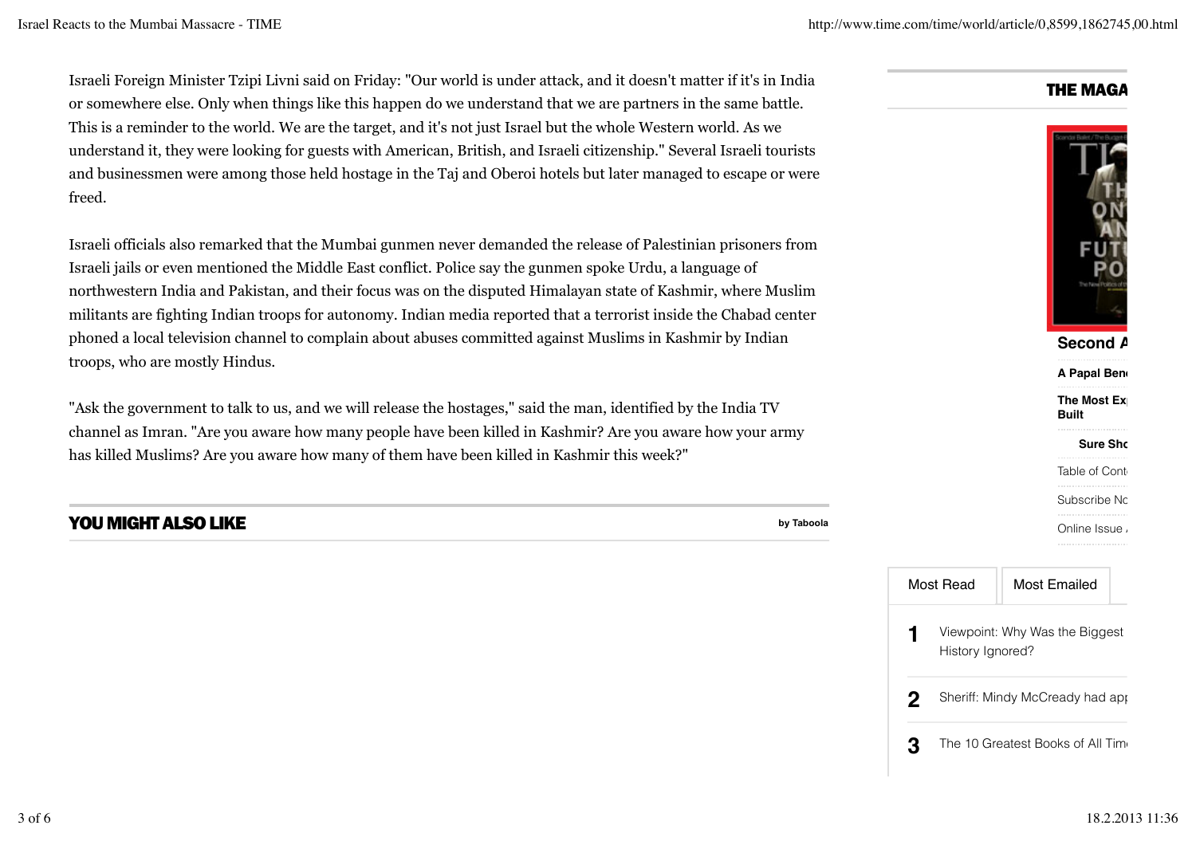Israeli Foreign Minister Tzipi Livni said on Friday: "Our world is under attack, and it doesn't matter if it's in India or somewhere else. Only when things like this happen do we understand that we are partners in the same battle. This is a reminder to the world. We are the target, and it's not just Israel but the whole Western world. As we understand it, they were looking for guests with American, British, and Israeli citizenship." Several Israeli tourists and businessmen were among those held hostage in the Taj and Oberoi hotels but later managed to escape or were freed.

Israeli officials also remarked that the Mumbai gunmen never demanded the release of Palestinian prisoners from Israeli jails or even mentioned the Middle East conflict. Police say the gunmen spoke Urdu, a language of northwestern India and Pakistan, and their focus was on the disputed Himalayan state of Kashmir, where Muslim militants are fighting Indian troops for autonomy. Indian media reported that a terrorist inside the Chabad center phoned a local television channel to complain about abuses committed against Muslims in Kashmir by Indian troops, who are mostly Hindus.

"Ask the government to talk to us, and we will release the hostages," said the man, identified by the India TV channel as Imran. "Are you aware how many people have been killed in Kashmir? Are you aware how your army has killed Muslims? Are you aware how many of them have been killed in Kashmir this week?"